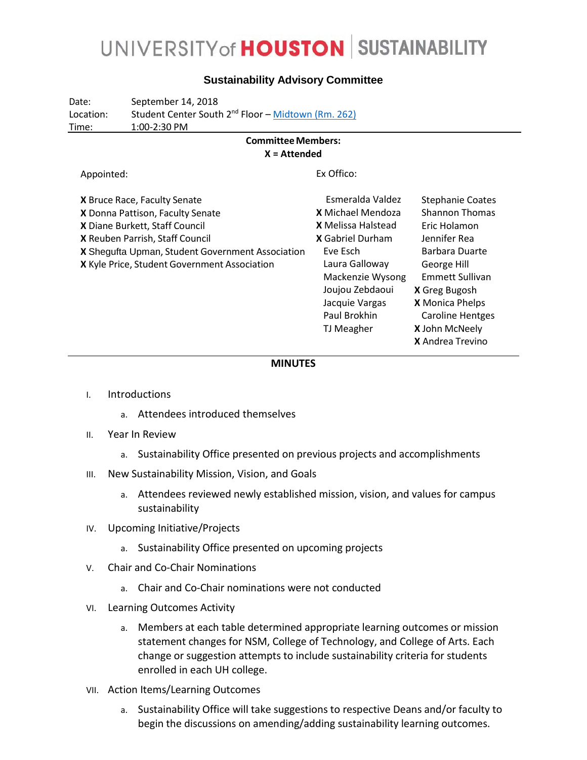# UNIVERSITY of HOUSTON | SUSTAINABILITY

## Sustainability Advisory Committee

Date: September 14, 2018
Location: Student Center South 2nd Floor – Midtown (Rm. 262)
Time: 1:00-2:30 PM

**Committee Members:**
**X = Attended**

Appointed:

**X** Bruce Race, Faculty Senate
**X** Donna Pattison, Faculty Senate
**X** Diane Burkett, Staff Council
**X** Reuben Parrish, Staff Council
**X** Shegufta Upman, Student Government Association
**X** Kyle Price, Student Government Association

Ex Officio:

Esmeralda Valdez
**X** Michael Mendoza
**X** Melissa Halstead
**X** Gabriel Durham
Eve Esch
Laura Galloway
Mackenzie Wysong
Joujou Zebdaoui
Jacquie Vargas
Paul Brokhin
TJ Meagher
Stephanie Coates
Shannon Thomas
Eric Holamon
Jennifer Rea
Barbara Duarte
George Hill
Emmett Sullivan
**X** Greg Bugosh
**X** Monica Phelps
Caroline Hentges
**X** John McNeely
**X** Andrea Trevino

**MINUTES**

I. Introductions
   a. Attendees introduced themselves

II. Year In Review
   a. Sustainability Office presented on previous projects and accomplishments

III. New Sustainability Mission, Vision, and Goals
   a. Attendees reviewed newly established mission, vision, and values for campus sustainability

IV. Upcoming Initiative/Projects
   a. Sustainability Office presented on upcoming projects

V. Chair and Co-Chair Nominations
   a. Chair and Co-Chair nominations were not conducted

VI. Learning Outcomes Activity
   a. Members at each table determined appropriate learning outcomes or mission statement changes for NSM, College of Technology, and College of Arts. Each change or suggestion attempts to include sustainability criteria for students enrolled in each UH college.

VII. Action Items/Learning Outcomes
   a. Sustainability Office will take suggestions to respective Deans and/or faculty to begin the discussions on amending/adding sustainability learning outcomes.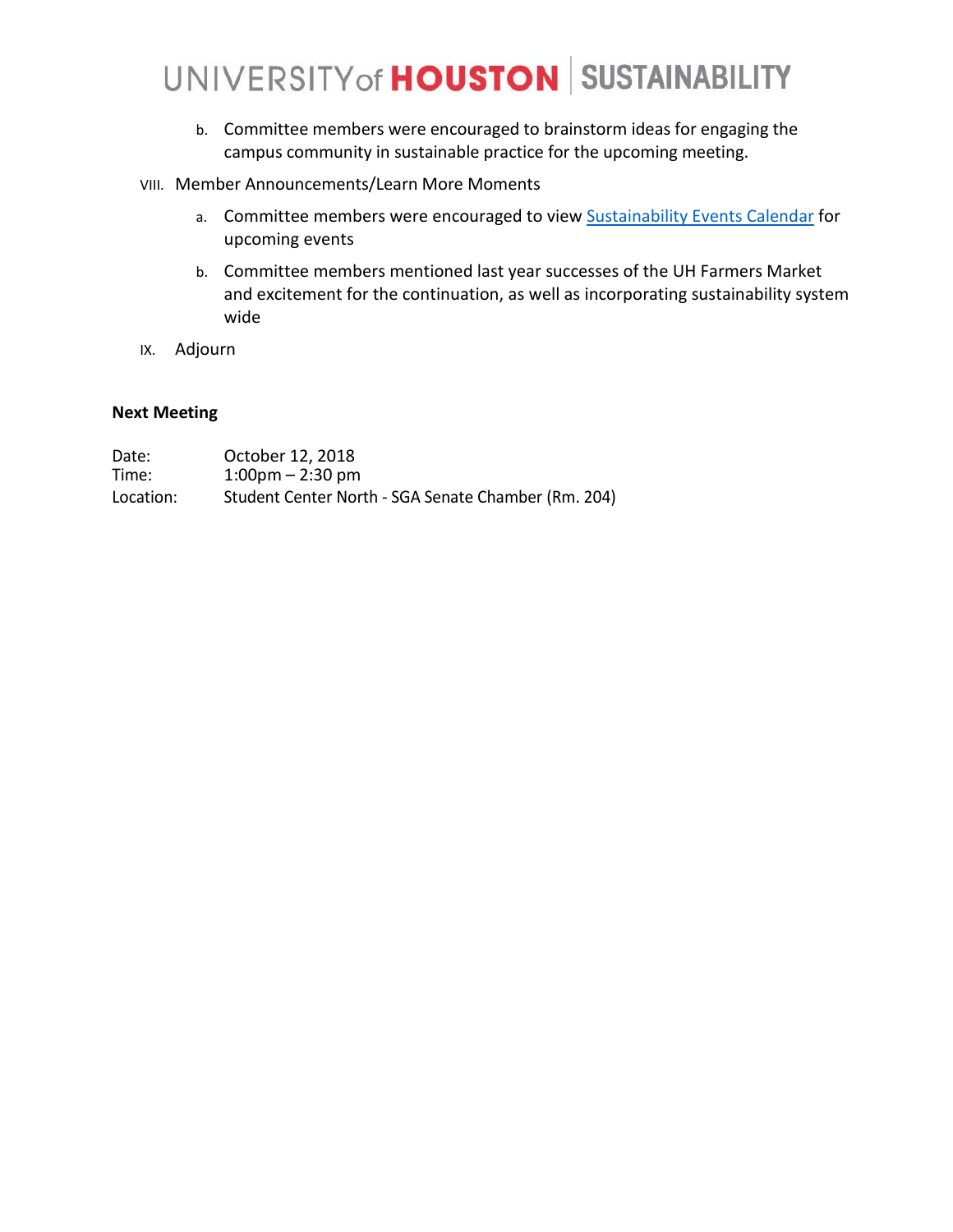b. Committee members were encouraged to brainstorm ideas for engaging the campus community in sustainable practice for the upcoming meeting.

VIII. Member Announcements/Learn More Moments

   a. Committee members were encouraged to view [Sustainability Events Calendar] for upcoming events

   b. Committee members mentioned last year successes of the UH Farmers Market and excitement for the continuation, as well as incorporating sustainability system wide

IX. Adjourn

**Next Meeting**

| | |
|---|---|
| Date: | October 12, 2018 |
| Time: | 1:00pm – 2:30 pm |
| Location: | Student Center North - SGA Senate Chamber (Rm. 204) |